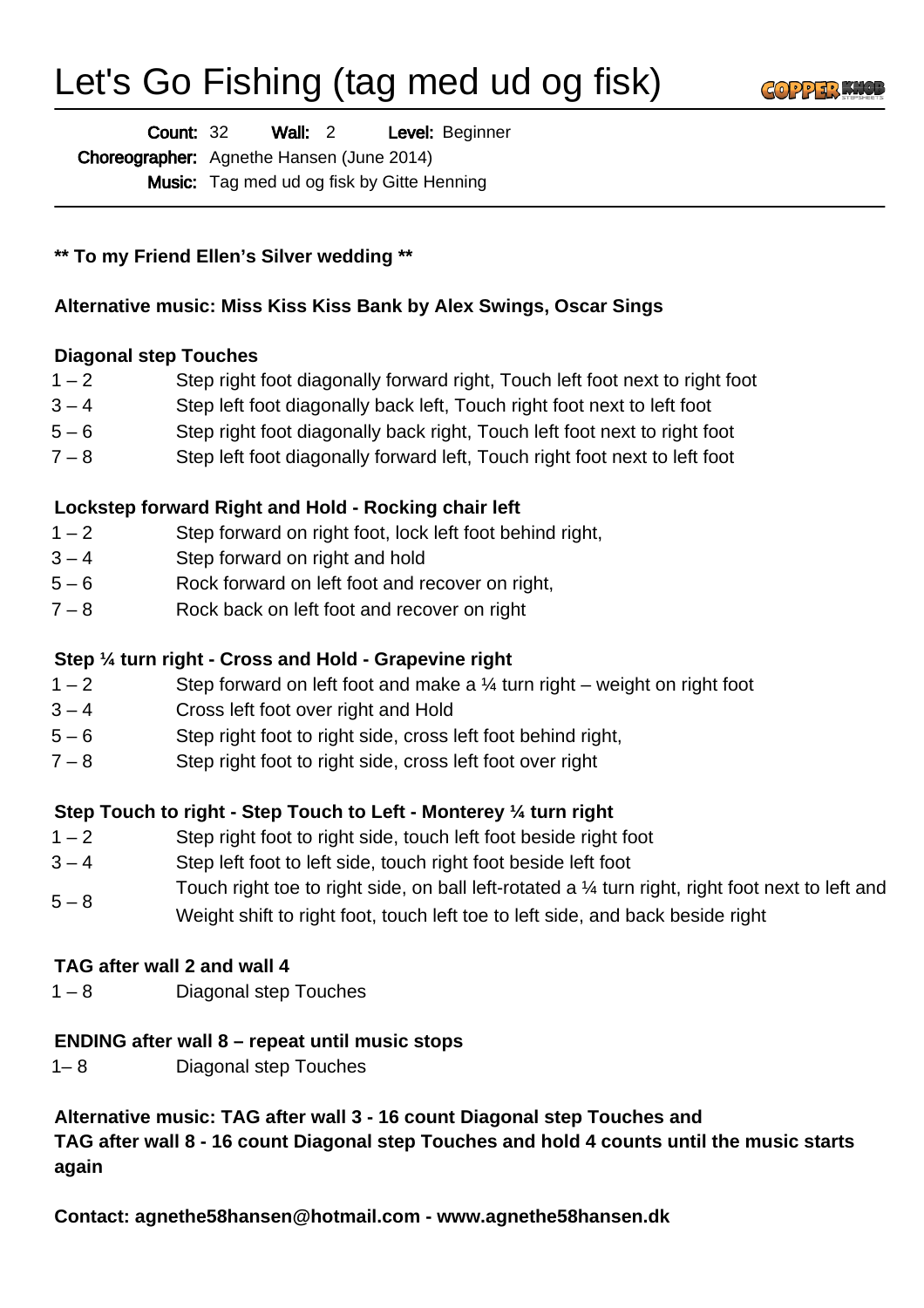# Let's Go Fishing (tag med ud og fisk)

**Count:** 32 **Wall:** 2 **Level:** Beginner
**Choreographer:** Agnethe Hansen (June 2014)
**Music:** Tag med ud og fisk by Gitte Henning

---

**\*\* To my Friend Ellen's Silver wedding \*\***

**Alternative music: Miss Kiss Kiss Bank by Alex Swings, Oscar Sings**

**Diagonal step Touches**

| | |
|---|---|
| 1 – 2 | Step right foot diagonally forward right, Touch left foot next to right foot |
| 3 – 4 | Step left foot diagonally back left, Touch right foot next to left foot |
| 5 – 6 | Step right foot diagonally back right, Touch left foot next to right foot |
| 7 – 8 | Step left foot diagonally forward left, Touch right foot next to left foot |

**Lockstep forward Right and Hold - Rocking chair left**

| | |
|---|---|
| 1 – 2 | Step forward on right foot, lock left foot behind right, |
| 3 – 4 | Step forward on right and hold |
| 5 – 6 | Rock forward on left foot and recover on right, |
| 7 – 8 | Rock back on left foot and recover on right |

**Step ¼ turn right - Cross and Hold - Grapevine right**

| | |
|---|---|
| 1 – 2 | Step forward on left foot and make a ¼ turn right – weight on right foot |
| 3 – 4 | Cross left foot over right and Hold |
| 5 – 6 | Step right foot to right side, cross left foot behind right, |
| 7 – 8 | Step right foot to right side, cross left foot over right |

**Step Touch to right - Step Touch to Left - Monterey ¼ turn right**

| | |
|---|---|
| 1 – 2 | Step right foot to right side, touch left foot beside right foot |
| 3 – 4 | Step left foot to left side, touch right foot beside left foot |
| 5 – 8 | Touch right toe to right side, on ball left-rotated a ¼ turn right, right foot next to left and Weight shift to right foot, touch left toe to left side, and back beside right |

**TAG after wall 2 and wall 4**

| | |
|---|---|
| 1 – 8 | Diagonal step Touches |

**ENDING after wall 8 – repeat until music stops**

| | |
|---|---|
| 1– 8 | Diagonal step Touches |

**Alternative music: TAG after wall 3 - 16 count Diagonal step Touches and**
**TAG after wall 8 - 16 count Diagonal step Touches and hold 4 counts until the music starts again**

**Contact: agnethe58hansen@hotmail.com - www.agnethe58hansen.dk**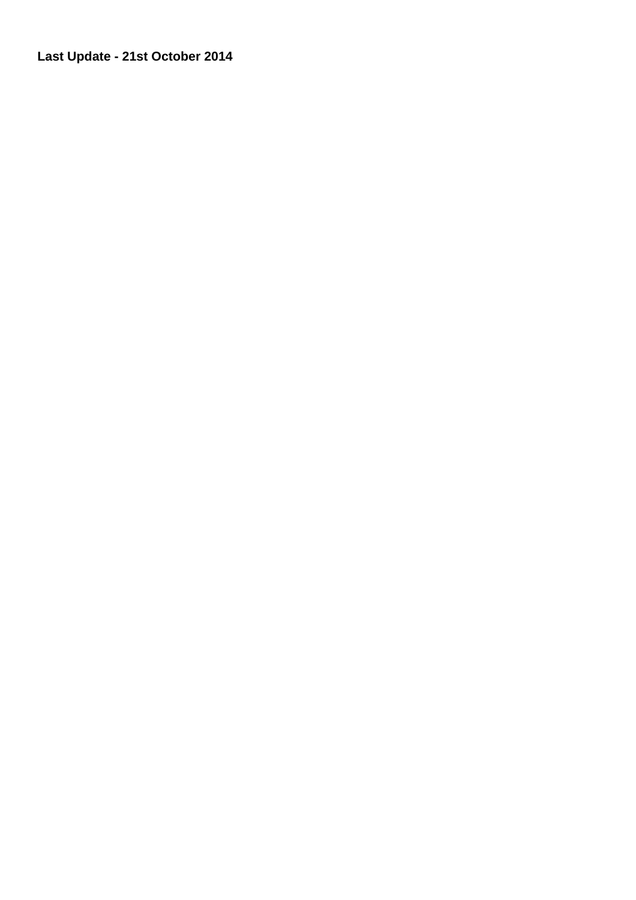**Last Update - 21st October 2014**